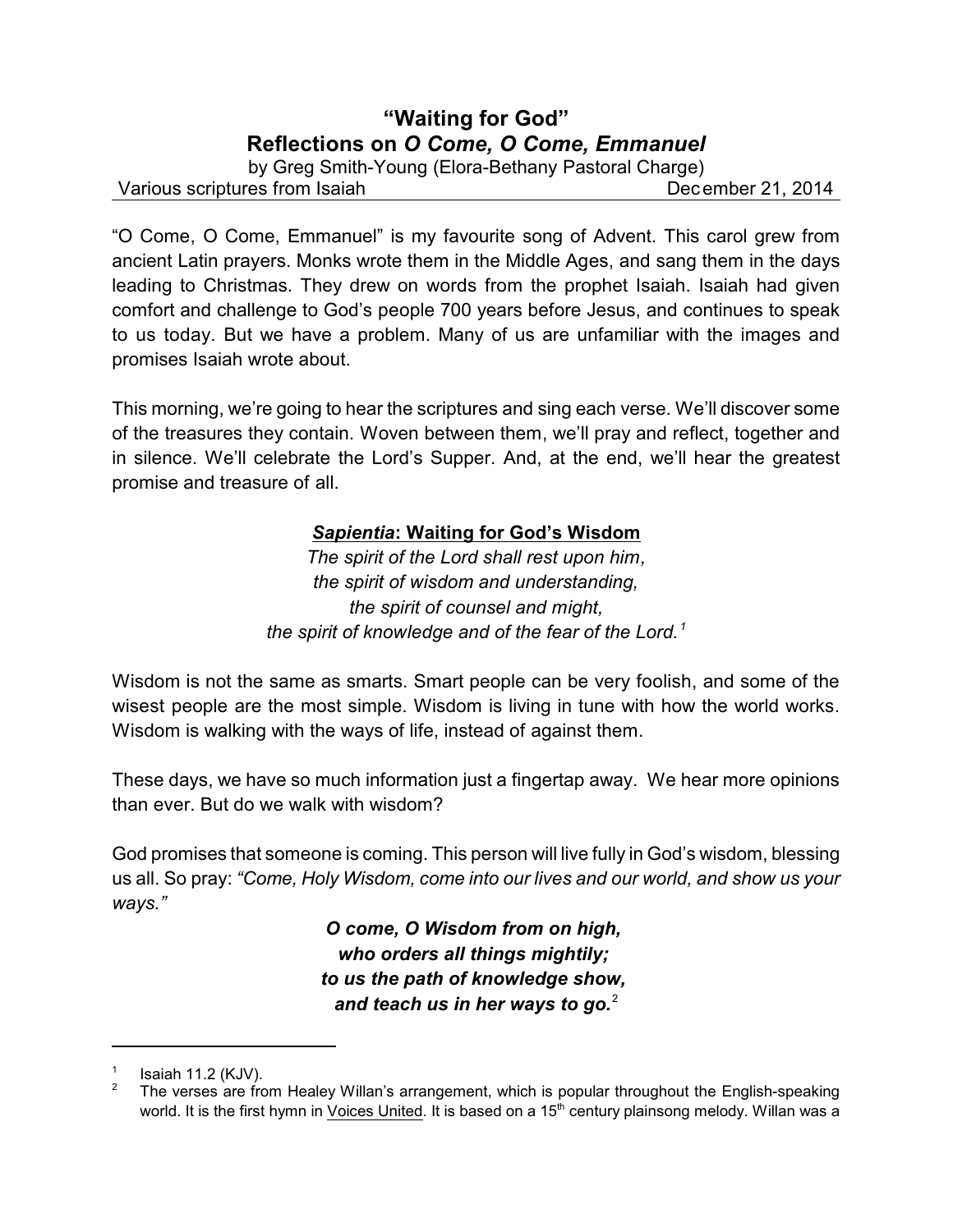# "Waiting for God"
## Reflections on *O Come, O Come, Emmanuel*

by Greg Smith-Young (Elora-Bethany Pastoral Charge)

Various scriptures from Isaiah — December 21, 2014

"O Come, O Come, Emmanuel" is my favourite song of Advent. This carol grew from ancient Latin prayers. Monks wrote them in the Middle Ages, and sang them in the days leading to Christmas. They drew on words from the prophet Isaiah. Isaiah had given comfort and challenge to God's people 700 years before Jesus, and continues to speak to us today. But we have a problem. Many of us are unfamiliar with the images and promises Isaiah wrote about.

This morning, we're going to hear the scriptures and sing each verse. We'll discover some of the treasures they contain. Woven between them, we'll pray and reflect, together and in silence. We'll celebrate the Lord's Supper. And, at the end, we'll hear the greatest promise and treasure of all.

### ***Sapientia*: Waiting for God's Wisdom**

*The spirit of the Lord shall rest upon him,*
*the spirit of wisdom and understanding,*
*the spirit of counsel and might,*
*the spirit of knowledge and of the fear of the Lord.*[1]

Wisdom is not the same as smarts. Smart people can be very foolish, and some of the wisest people are the most simple. Wisdom is living in tune with how the world works. Wisdom is walking with the ways of life, instead of against them.

These days, we have so much information just a fingertap away. We hear more opinions than ever. But do we walk with wisdom?

God promises that someone is coming. This person will live fully in God's wisdom, blessing us all. So pray: *"Come, Holy Wisdom, come into our lives and our world, and show us your ways."*

***O come, O Wisdom from on high,***
***who orders all things mightily;***
***to us the path of knowledge show,***
***and teach us in her ways to go.***[2]

---

[1] Isaiah 11.2 (KJV).

[2] The verses are from Healey Willan's arrangement, which is popular throughout the English-speaking world. It is the first hymn in Voices United. It is based on a 15th century plainsong melody. Willan was a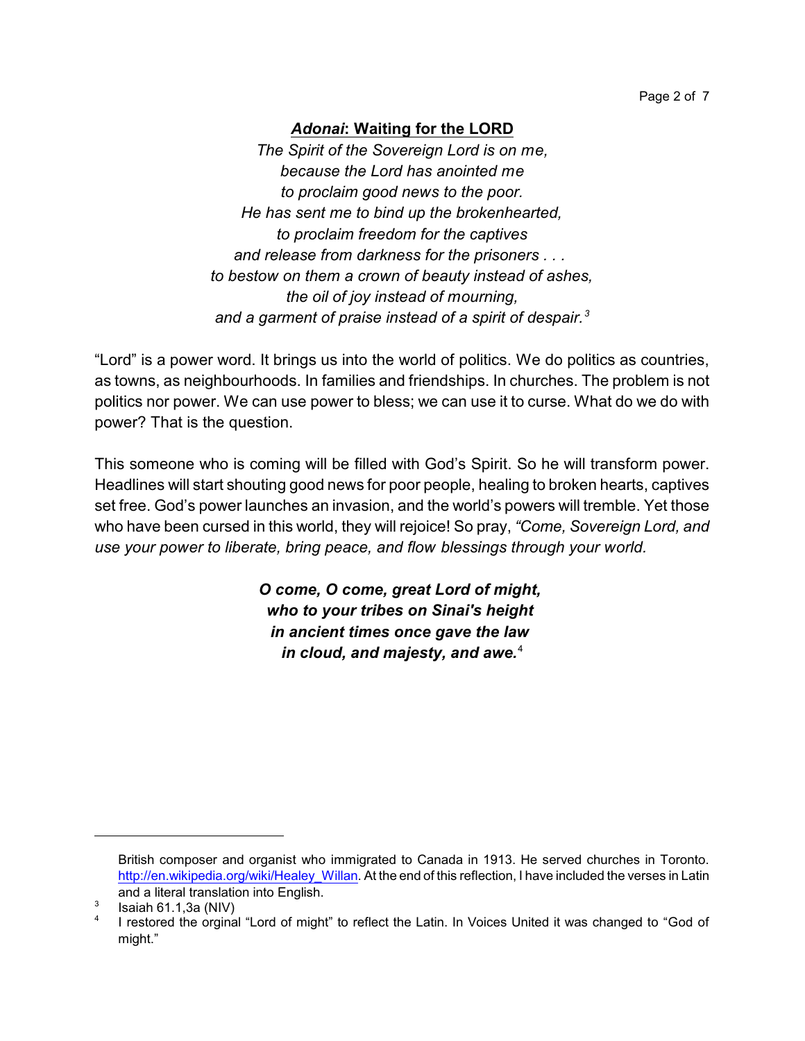## ***Adonai*: Waiting for the LORD**

*The Spirit of the Sovereign Lord is on me,*
*because the Lord has anointed me*
*to proclaim good news to the poor.*
*He has sent me to bind up the brokenhearted,*
*to proclaim freedom for the captives*
*and release from darkness for the prisoners . . .*
*to bestow on them a crown of beauty instead of ashes,*
*the oil of joy instead of mourning,*
*and a garment of praise instead of a spirit of despair.*[3]

"Lord" is a power word. It brings us into the world of politics. We do politics as countries, as towns, as neighbourhoods. In families and friendships. In churches. The problem is not politics nor power. We can use power to bless; we can use it to curse. What do we do with power? That is the question.

This someone who is coming will be filled with God's Spirit. So he will transform power. Headlines will start shouting good news for poor people, healing to broken hearts, captives set free. God's power launches an invasion, and the world's powers will tremble. Yet those who have been cursed in this world, they will rejoice! So pray, *"Come, Sovereign Lord, and use your power to liberate, bring peace, and flow blessings through your world.*

***O come, O come, great Lord of might,***
***who to your tribes on Sinai's height***
***in ancient times once gave the law***
***in cloud, and majesty, and awe.***[4]

---

British composer and organist who immigrated to Canada in 1913. He served churches in Toronto. http://en.wikipedia.org/wiki/Healey_Willan. At the end of this reflection, I have included the verses in Latin and a literal translation into English.

[3] Isaiah 61.1,3a (NIV)

[4] I restored the orginal "Lord of might" to reflect the Latin. In Voices United it was changed to "God of might."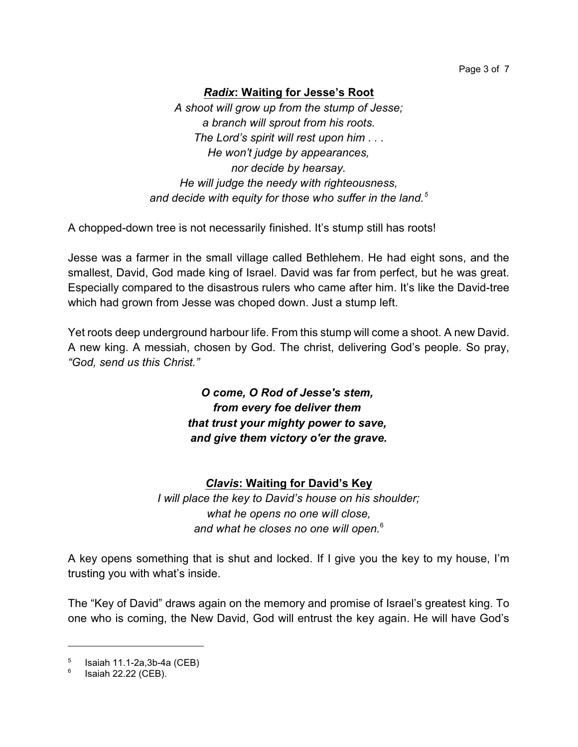## ***Radix*: Waiting for Jesse's Root**

*A shoot will grow up from the stump of Jesse;*
*a branch will sprout from his roots.*
*The Lord's spirit will rest upon him . . .*
*He won't judge by appearances,*
*nor decide by hearsay.*
*He will judge the needy with righteousness,*
*and decide with equity for those who suffer in the land.*[5]

A chopped-down tree is not necessarily finished. It's stump still has roots!

Jesse was a farmer in the small village called Bethlehem. He had eight sons, and the smallest, David, God made king of Israel. David was far from perfect, but he was great. Especially compared to the disastrous rulers who came after him. It's like the David-tree which had grown from Jesse was choped down. Just a stump left.

Yet roots deep underground harbour life. From this stump will come a shoot. A new David. A new king. A messiah, chosen by God. The christ, delivering God's people. So pray, *"God, send us this Christ."*

***O come, O Rod of Jesse's stem,***
***from every foe deliver them***
***that trust your mighty power to save,***
***and give them victory o'er the grave.***

## ***Clavis*: Waiting for David's Key**

*I will place the key to David's house on his shoulder;*
*what he opens no one will close,*
*and what he closes no one will open.*[6]

A key opens something that is shut and locked. If I give you the key to my house, I'm trusting you with what's inside.

The "Key of David" draws again on the memory and promise of Israel's greatest king. To one who is coming, the New David, God will entrust the key again. He will have God's

---

[5] Isaiah 11.1-2a,3b-4a (CEB)

[6] Isaiah 22.22 (CEB).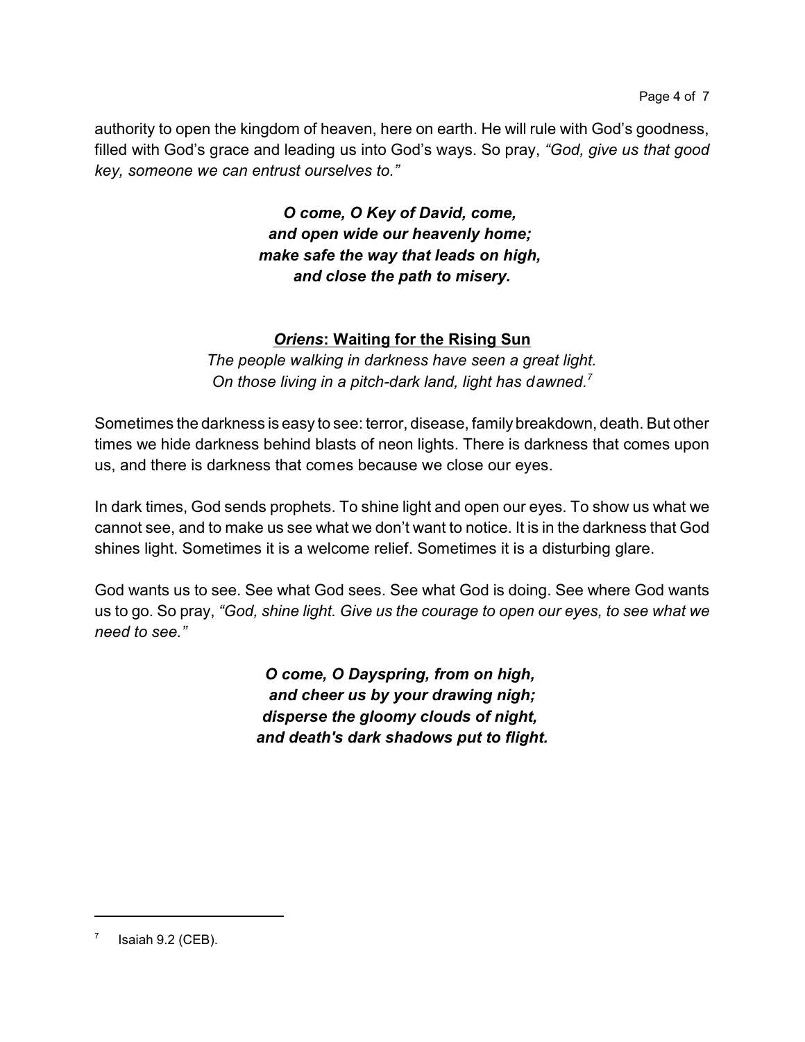authority to open the kingdom of heaven, here on earth. He will rule with God's goodness, filled with God's grace and leading us into God's ways. So pray, *"God, give us that good key, someone we can entrust ourselves to."*

***O come, O Key of David, come,***
***and open wide our heavenly home;***
***make safe the way that leads on high,***
***and close the path to misery.***

## ***Oriens*: Waiting for the Rising Sun**

*The people walking in darkness have seen a great light.*
*On those living in a pitch-dark land, light has dawned.*[7]

Sometimes the darkness is easy to see: terror, disease, family breakdown, death. But other times we hide darkness behind blasts of neon lights. There is darkness that comes upon us, and there is darkness that comes because we close our eyes.

In dark times, God sends prophets. To shine light and open our eyes. To show us what we cannot see, and to make us see what we don't want to notice. It is in the darkness that God shines light. Sometimes it is a welcome relief. Sometimes it is a disturbing glare.

God wants us to see. See what God sees. See what God is doing. See where God wants us to go. So pray, *"God, shine light. Give us the courage to open our eyes, to see what we need to see."*

***O come, O Dayspring, from on high,***
***and cheer us by your drawing nigh;***
***disperse the gloomy clouds of night,***
***and death's dark shadows put to flight.***

---

[7] Isaiah 9.2 (CEB).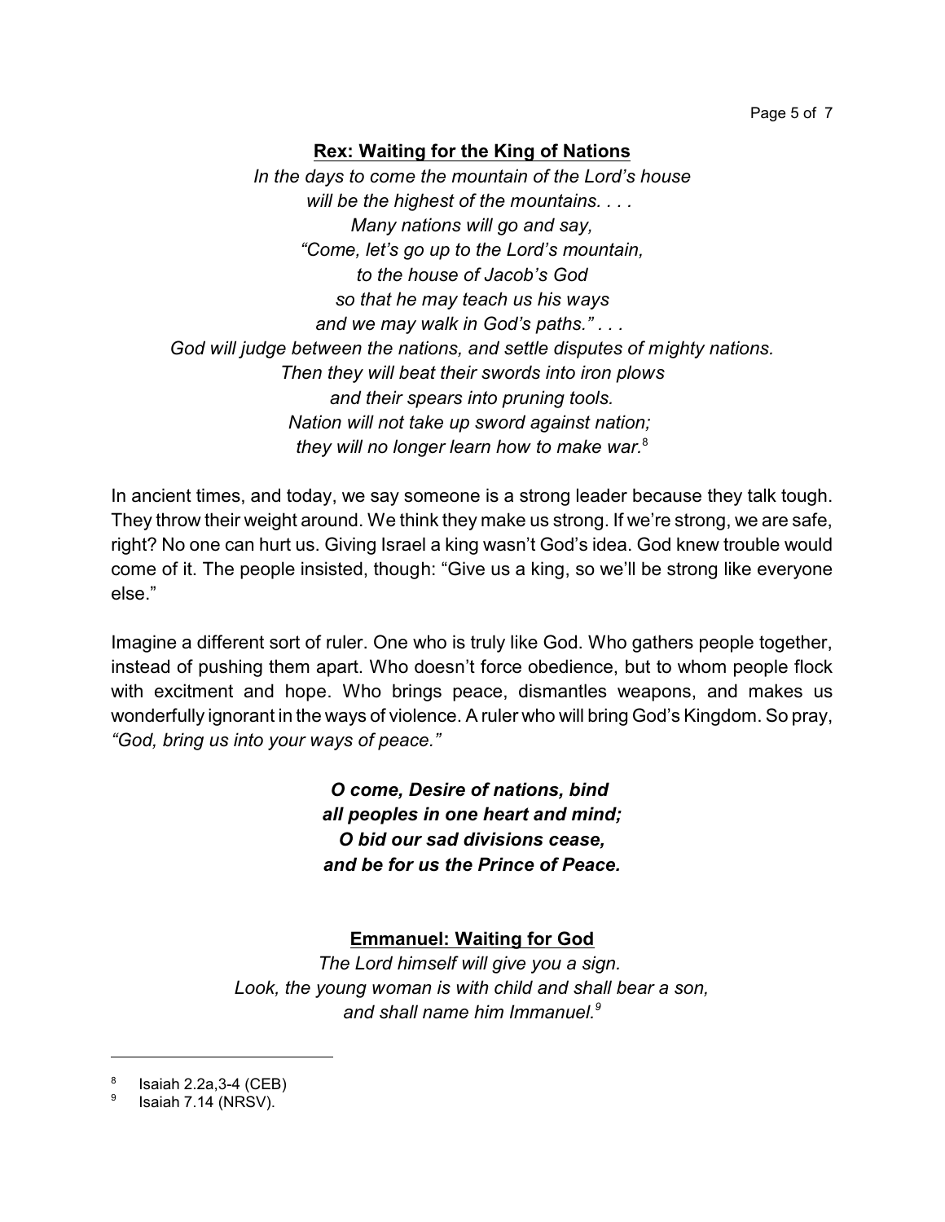**Rex: Waiting for the King of Nations**

*In the days to come the mountain of the Lord's house*
*will be the highest of the mountains. . . .*
*Many nations will go and say,*
*"Come, let's go up to the Lord's mountain,*
*to the house of Jacob's God*
*so that he may teach us his ways*
*and we may walk in God's paths." . . .*
*God will judge between the nations, and settle disputes of mighty nations.*
*Then they will beat their swords into iron plows*
*and their spears into pruning tools.*
*Nation will not take up sword against nation;*
*they will no longer learn how to make war.*[8]

In ancient times, and today, we say someone is a strong leader because they talk tough. They throw their weight around. We think they make us strong. If we're strong, we are safe, right? No one can hurt us. Giving Israel a king wasn't God's idea. God knew trouble would come of it. The people insisted, though: "Give us a king, so we'll be strong like everyone else."

Imagine a different sort of ruler. One who is truly like God. Who gathers people together, instead of pushing them apart. Who doesn't force obedience, but to whom people flock with excitment and hope. Who brings peace, dismantles weapons, and makes us wonderfully ignorant in the ways of violence. A ruler who will bring God's Kingdom. So pray, *"God, bring us into your ways of peace."*

***O come, Desire of nations, bind***
***all peoples in one heart and mind;***
***O bid our sad divisions cease,***
***and be for us the Prince of Peace.***

**Emmanuel: Waiting for God**

*The Lord himself will give you a sign.*
*Look, the young woman is with child and shall bear a son,*
*and shall name him Immanuel.*[9]

---

[8] Isaiah 2.2a,3-4 (CEB)

[9] Isaiah 7.14 (NRSV).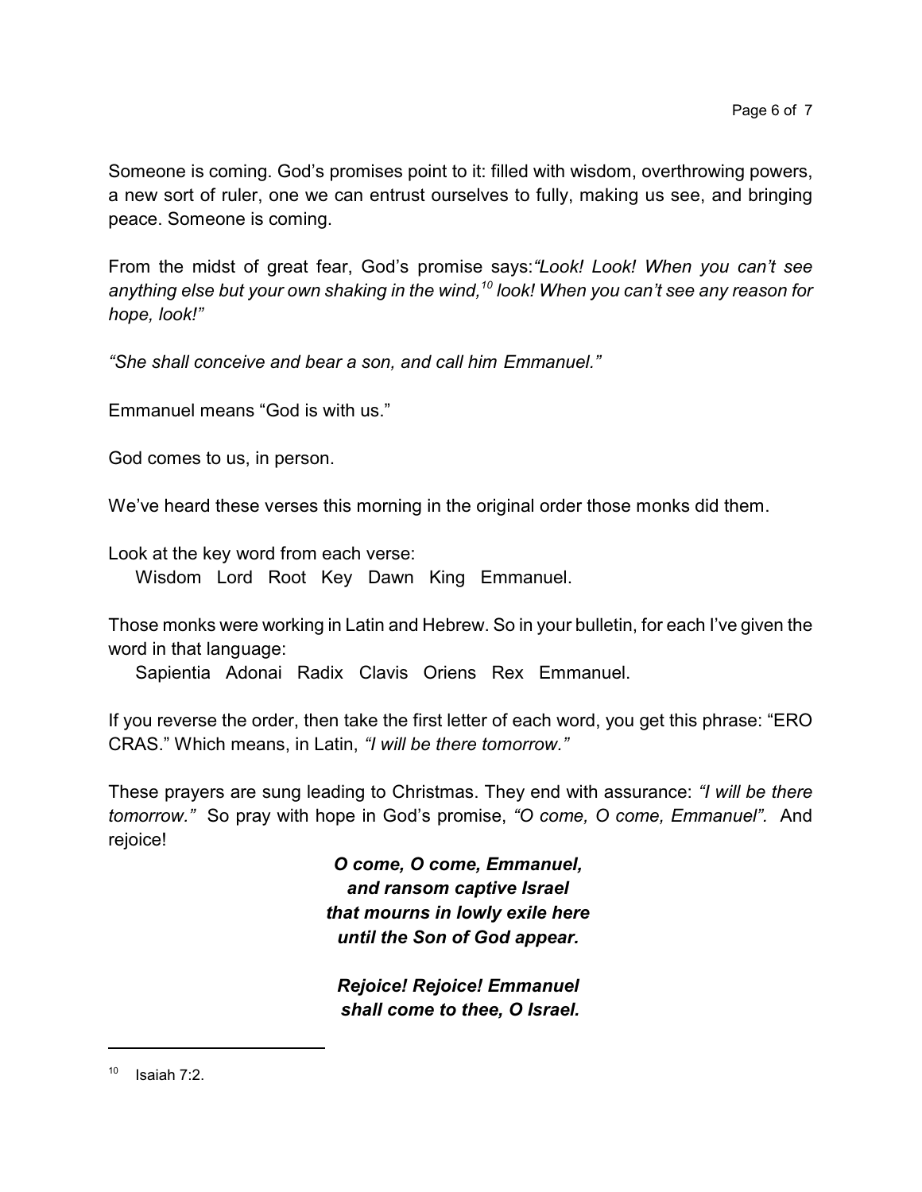Someone is coming. God's promises point to it: filled with wisdom, overthrowing powers, a new sort of ruler, one we can entrust ourselves to fully, making us see, and bringing peace. Someone is coming.

From the midst of great fear, God's promise says:*"Look! Look! When you can't see anything else but your own shaking in the wind,*[10] *look! When you can't see any reason for hope, look!"*

*"She shall conceive and bear a son, and call him Emmanuel."*

Emmanuel means "God is with us."

God comes to us, in person.

We've heard these verses this morning in the original order those monks did them.

Look at the key word from each verse:

Wisdom Lord Root Key Dawn King Emmanuel.

Those monks were working in Latin and Hebrew. So in your bulletin, for each I've given the word in that language:

Sapientia Adonai Radix Clavis Oriens Rex Emmanuel.

If you reverse the order, then take the first letter of each word, you get this phrase: "ERO CRAS." Which means, in Latin, *"I will be there tomorrow."*

These prayers are sung leading to Christmas. They end with assurance: *"I will be there tomorrow."* So pray with hope in God's promise, *"O come, O come, Emmanuel".* And rejoice!

***O come, O come, Emmanuel,***
***and ransom captive Israel***
***that mourns in lowly exile here***
***until the Son of God appear.***

***Rejoice! Rejoice! Emmanuel***
***shall come to thee, O Israel.***

---

[10] Isaiah 7:2.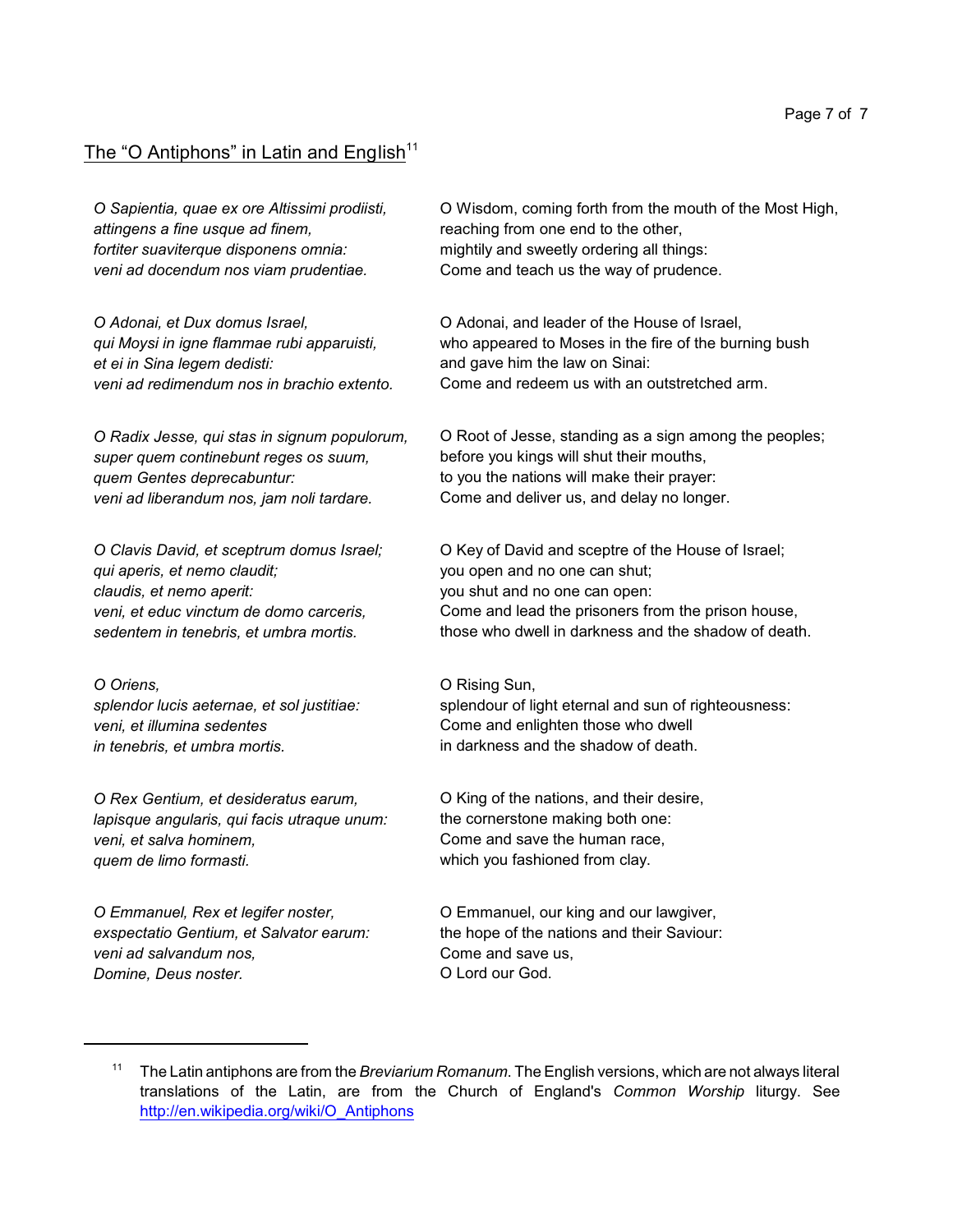## The “O Antiphons” in Latin and English[11]

*O Sapientia, quae ex ore Altissimi prodiisti,*
*attingens a fine usque ad finem,*
*fortiter suaviterque disponens omnia:*
*veni ad docendum nos viam prudentiae.*

O Wisdom, coming forth from the mouth of the Most High,
reaching from one end to the other,
mightily and sweetly ordering all things:
Come and teach us the way of prudence.

*O Adonai, et Dux domus Israel,*
*qui Moysi in igne flammae rubi apparuisti,*
*et ei in Sina legem dedisti:*
*veni ad redimendum nos in brachio extento.*

O Adonai, and leader of the House of Israel,
who appeared to Moses in the fire of the burning bush
and gave him the law on Sinai:
Come and redeem us with an outstretched arm.

*O Radix Jesse, qui stas in signum populorum,*
*super quem continebunt reges os suum,*
*quem Gentes deprecabuntur:*
*veni ad liberandum nos, jam noli tardare.*

O Root of Jesse, standing as a sign among the peoples;
before you kings will shut their mouths,
to you the nations will make their prayer:
Come and deliver us, and delay no longer.

*O Clavis David, et sceptrum domus Israel;*
*qui aperis, et nemo claudit;*
*claudis, et nemo aperit:*
*veni, et educ vinctum de domo carceris,*
*sedentem in tenebris, et umbra mortis.*

O Key of David and sceptre of the House of Israel;
you open and no one can shut;
you shut and no one can open:
Come and lead the prisoners from the prison house,
those who dwell in darkness and the shadow of death.

*O Oriens,*
*splendor lucis aeternae, et sol justitiae:*
*veni, et illumina sedentes*
*in tenebris, et umbra mortis.*

O Rising Sun,
splendour of light eternal and sun of righteousness:
Come and enlighten those who dwell
in darkness and the shadow of death.

*O Rex Gentium, et desideratus earum,*
*lapisque angularis, qui facis utraque unum:*
*veni, et salva hominem,*
*quem de limo formasti.*

O King of the nations, and their desire,
the cornerstone making both one:
Come and save the human race,
which you fashioned from clay.

*O Emmanuel, Rex et legifer noster,*
*exspectatio Gentium, et Salvator earum:*
*veni ad salvandum nos,*
*Domine, Deus noster.*

O Emmanuel, our king and our lawgiver,
the hope of the nations and their Saviour:
Come and save us,
O Lord our God.

---

[11] The Latin antiphons are from the *Breviarium Romanum*. The English versions, which are not always literal translations of the Latin, are from the Church of England's *Common Worship* liturgy. See http://en.wikipedia.org/wiki/O_Antiphons